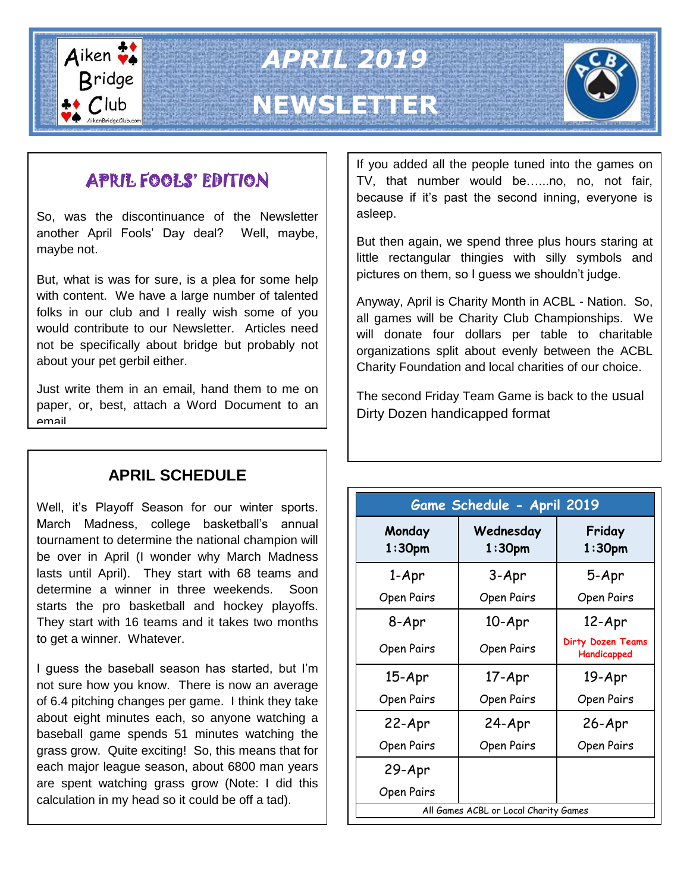# APRIL 2019 NEWSLETTER

Aiken Bridge Club

## APRIL FOOLS' EDITION

So, was the discontinuance of the Newsletter another April Fools' Day deal? Well, maybe, maybe not.

But, what is was for sure, is a plea for some help with content. We have a large number of talented folks in our club and I really wish some of you would contribute to our Newsletter. Articles need not be specifically about bridge but probably not about your pet gerbil either.

Just write them in an email, hand them to me on paper, or, best, attach a Word Document to an email

## APRIL SCHEDULE

Well, it's Playoff Season for our winter sports. March Madness, college basketball's annual tournament to determine the national champion will be over in April (I wonder why March Madness lasts until April). They start with 68 teams and determine a winner in three weekends. Soon starts the pro basketball and hockey playoffs. They start with 16 teams and it takes two months to get a winner. Whatever.

I guess the baseball season has started, but I'm not sure how you know. There is now an average of 6.4 pitching changes per game. I think they take about eight minutes each, so anyone watching a baseball game spends 51 minutes watching the grass grow. Quite exciting! So, this means that for each major league season, about 6800 man years are spent watching grass grow (Note: I did this calculation in my head so it could be off a tad).

If you added all the people tuned into the games on TV, that number would be……no, no, not fair, because if it's past the second inning, everyone is asleep.

But then again, we spend three plus hours staring at little rectangular thingies with silly symbols and pictures on them, so I guess we shouldn't judge.

Anyway, April is Charity Month in ACBL - Nation. So, all games will be Charity Club Championships. We will donate four dollars per table to charitable organizations split about evenly between the ACBL Charity Foundation and local charities of our choice.

The second Friday Team Game is back to the usual Dirty Dozen handicapped format

| Game Schedule - April 2019 | | |
|---|---|---|
| **Monday 1:30pm** | **Wednesday 1:30pm** | **Friday 1:30pm** |
| 1-Apr Open Pairs | 3-Apr Open Pairs | 5-Apr Open Pairs |
| 8-Apr Open Pairs | 10-Apr Open Pairs | 12-Apr Dirty Dozen Teams Handicapped |
| 15-Apr Open Pairs | 17-Apr Open Pairs | 19-Apr Open Pairs |
| 22-Apr Open Pairs | 24-Apr Open Pairs | 26-Apr Open Pairs |
| 29-Apr Open Pairs | | |

All Games ACBL or Local Charity Games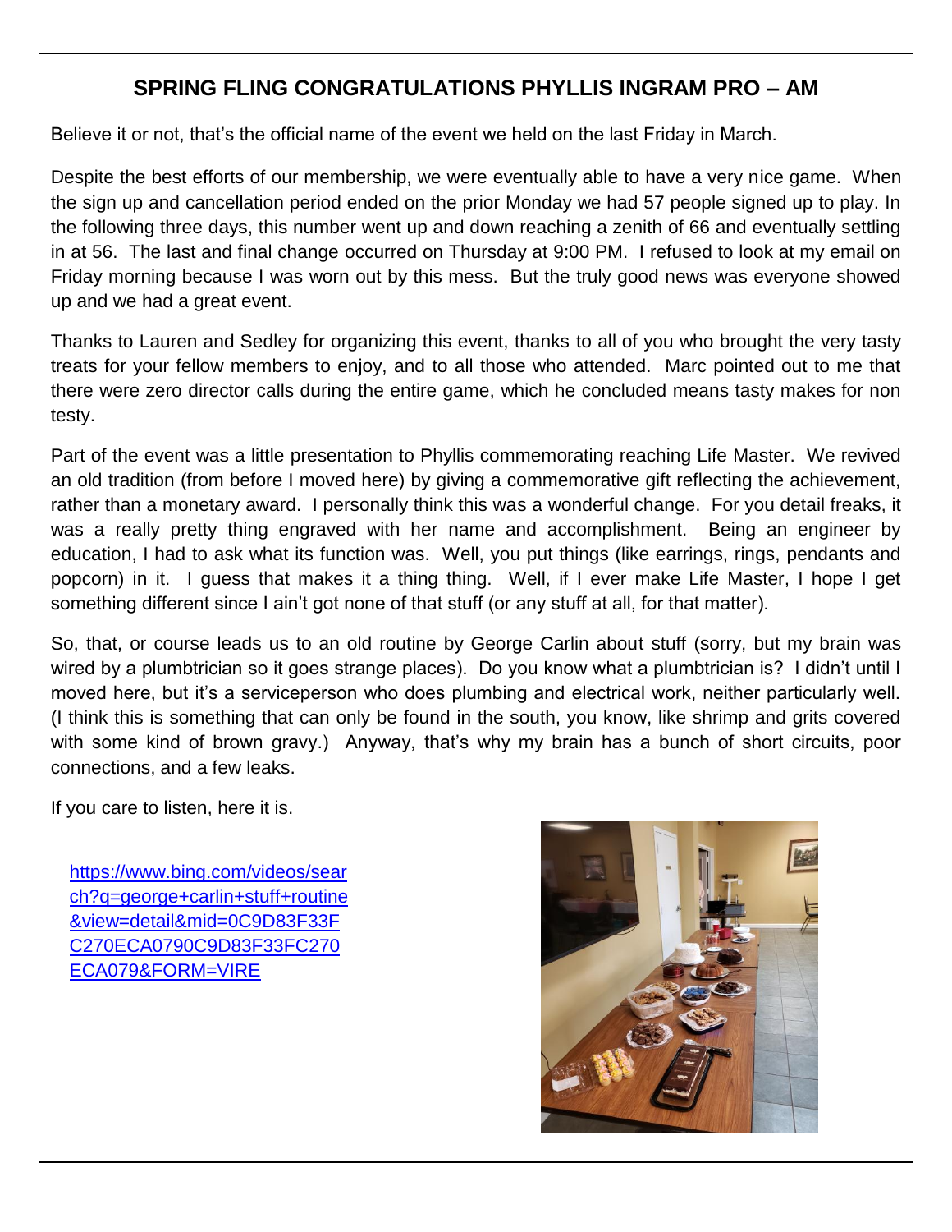## SPRING FLING CONGRATULATIONS PHYLLIS INGRAM PRO – AM

Believe it or not, that's the official name of the event we held on the last Friday in March.

Despite the best efforts of our membership, we were eventually able to have a very nice game. When the sign up and cancellation period ended on the prior Monday we had 57 people signed up to play. In the following three days, this number went up and down reaching a zenith of 66 and eventually settling in at 56. The last and final change occurred on Thursday at 9:00 PM. I refused to look at my email on Friday morning because I was worn out by this mess. But the truly good news was everyone showed up and we had a great event.

Thanks to Lauren and Sedley for organizing this event, thanks to all of you who brought the very tasty treats for your fellow members to enjoy, and to all those who attended. Marc pointed out to me that there were zero director calls during the entire game, which he concluded means tasty makes for non testy.

Part of the event was a little presentation to Phyllis commemorating reaching Life Master. We revived an old tradition (from before I moved here) by giving a commemorative gift reflecting the achievement, rather than a monetary award. I personally think this was a wonderful change. For you detail freaks, it was a really pretty thing engraved with her name and accomplishment. Being an engineer by education, I had to ask what its function was. Well, you put things (like earrings, rings, pendants and popcorn) in it. I guess that makes it a thing thing. Well, if I ever make Life Master, I hope I get something different since I ain't got none of that stuff (or any stuff at all, for that matter).

So, that, or course leads us to an old routine by George Carlin about stuff (sorry, but my brain was wired by a plumbtrician so it goes strange places). Do you know what a plumbtrician is? I didn't until I moved here, but it's a serviceperson who does plumbing and electrical work, neither particularly well. (I think this is something that can only be found in the south, you know, like shrimp and grits covered with some kind of brown gravy.) Anyway, that's why my brain has a bunch of short circuits, poor connections, and a few leaks.

If you care to listen, here it is.

https://www.bing.com/videos/search?q=george+carlin+stuff+routine&view=detail&mid=0C9D83F33FC270ECA0790C9D83F33FC270ECA079&FORM=VIRE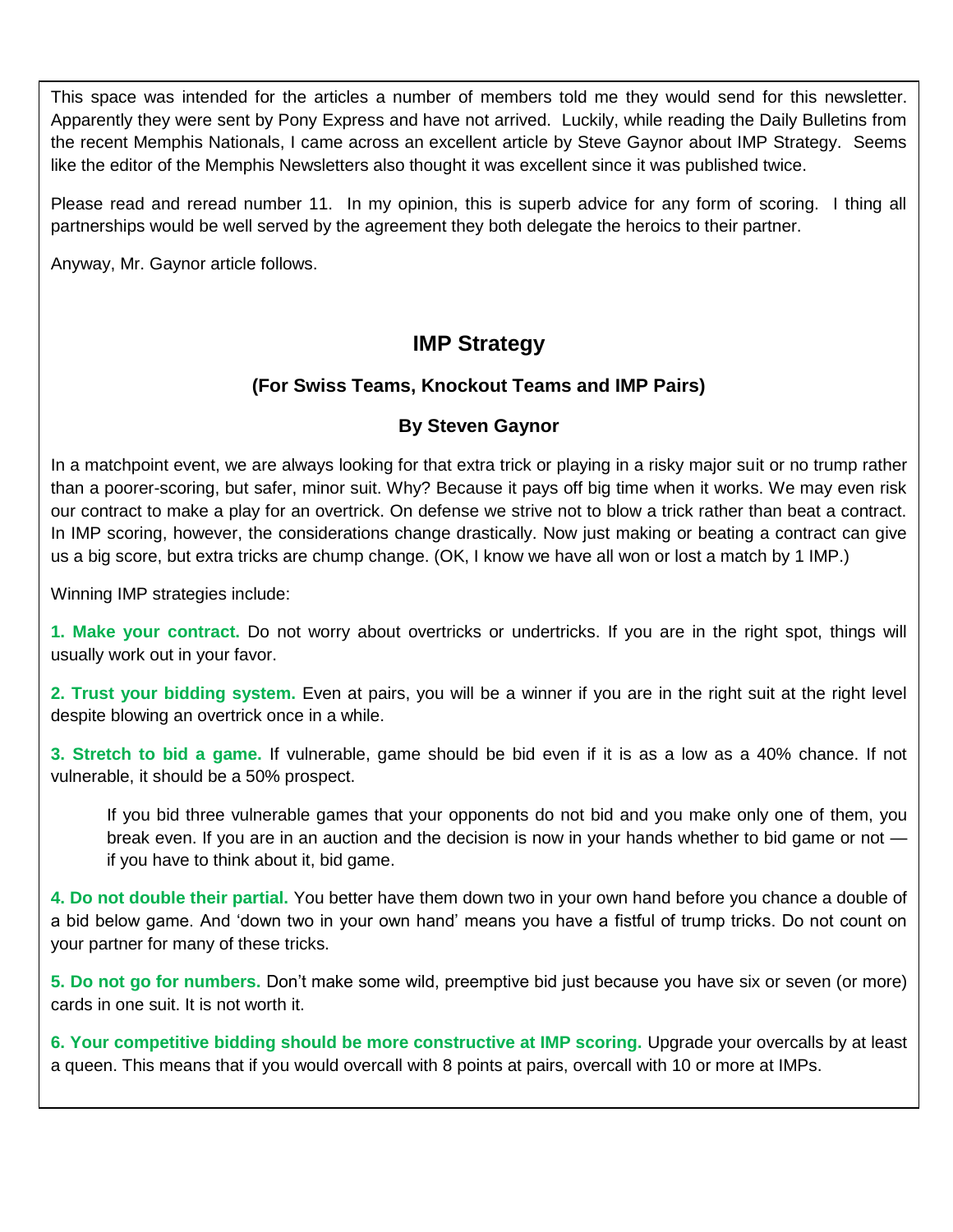This space was intended for the articles a number of members told me they would send for this newsletter. Apparently they were sent by Pony Express and have not arrived. Luckily, while reading the Daily Bulletins from the recent Memphis Nationals, I came across an excellent article by Steve Gaynor about IMP Strategy. Seems like the editor of the Memphis Newsletters also thought it was excellent since it was published twice.

Please read and reread number 11. In my opinion, this is superb advice for any form of scoring. I thing all partnerships would be well served by the agreement they both delegate the heroics to their partner.

Anyway, Mr. Gaynor article follows.

## IMP Strategy

### (For Swiss Teams, Knockout Teams and IMP Pairs)

### By Steven Gaynor

In a matchpoint event, we are always looking for that extra trick or playing in a risky major suit or no trump rather than a poorer-scoring, but safer, minor suit. Why? Because it pays off big time when it works. We may even risk our contract to make a play for an overtrick. On defense we strive not to blow a trick rather than beat a contract. In IMP scoring, however, the considerations change drastically. Now just making or beating a contract can give us a big score, but extra tricks are chump change. (OK, I know we have all won or lost a match by 1 IMP.)

Winning IMP strategies include:

**1. Make your contract.** Do not worry about overtricks or undertricks. If you are in the right spot, things will usually work out in your favor.

**2. Trust your bidding system.** Even at pairs, you will be a winner if you are in the right suit at the right level despite blowing an overtrick once in a while.

**3. Stretch to bid a game.** If vulnerable, game should be bid even if it is as a low as a 40% chance. If not vulnerable, it should be a 50% prospect.

> If you bid three vulnerable games that your opponents do not bid and you make only one of them, you break even. If you are in an auction and the decision is now in your hands whether to bid game or not — if you have to think about it, bid game.

**4. Do not double their partial.** You better have them down two in your own hand before you chance a double of a bid below game. And 'down two in your own hand' means you have a fistful of trump tricks. Do not count on your partner for many of these tricks.

**5. Do not go for numbers.** Don't make some wild, preemptive bid just because you have six or seven (or more) cards in one suit. It is not worth it.

**6. Your competitive bidding should be more constructive at IMP scoring.** Upgrade your overcalls by at least a queen. This means that if you would overcall with 8 points at pairs, overcall with 10 or more at IMPs.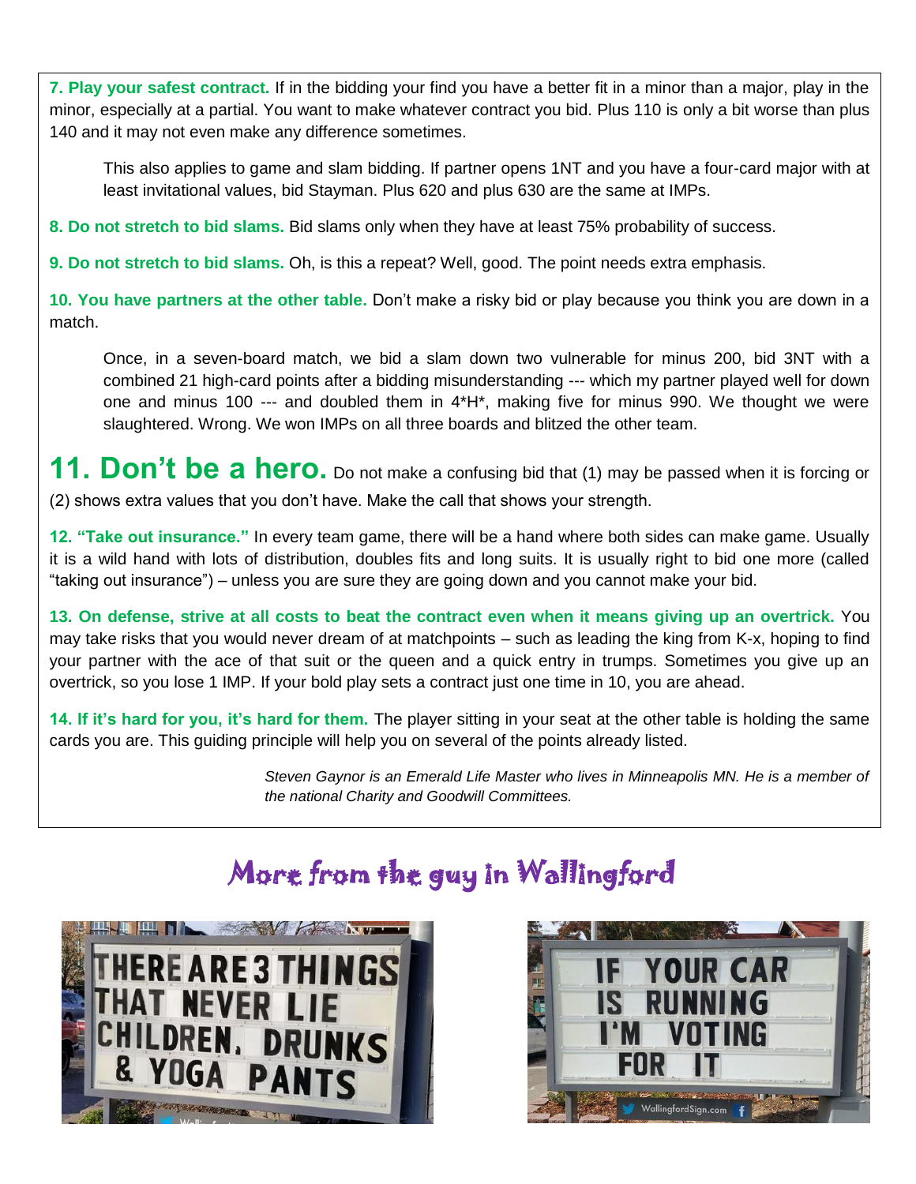**7. Play your safest contract.** If in the bidding your find you have a better fit in a minor than a major, play in the minor, especially at a partial. You want to make whatever contract you bid. Plus 110 is only a bit worse than plus 140 and it may not even make any difference sometimes.

This also applies to game and slam bidding. If partner opens 1NT and you have a four-card major with at least invitational values, bid Stayman. Plus 620 and plus 630 are the same at IMPs.

**8. Do not stretch to bid slams.** Bid slams only when they have at least 75% probability of success.

**9. Do not stretch to bid slams.** Oh, is this a repeat? Well, good. The point needs extra emphasis.

**10. You have partners at the other table.** Don't make a risky bid or play because you think you are down in a match.

Once, in a seven-board match, we bid a slam down two vulnerable for minus 200, bid 3NT with a combined 21 high-card points after a bidding misunderstanding --- which my partner played well for down one and minus 100 --- and doubled them in 4*H*, making five for minus 990. We thought we were slaughtered. Wrong. We won IMPs on all three boards and blitzed the other team.

## 11. Don't be a hero.

Do not make a confusing bid that (1) may be passed when it is forcing or (2) shows extra values that you don't have. Make the call that shows your strength.

**12. "Take out insurance."** In every team game, there will be a hand where both sides can make game. Usually it is a wild hand with lots of distribution, doubles fits and long suits. It is usually right to bid one more (called "taking out insurance") – unless you are sure they are going down and you cannot make your bid.

**13. On defense, strive at all costs to beat the contract even when it means giving up an overtrick.** You may take risks that you would never dream of at matchpoints – such as leading the king from K-x, hoping to find your partner with the ace of that suit or the queen and a quick entry in trumps. Sometimes you give up an overtrick, so you lose 1 IMP. If your bold play sets a contract just one time in 10, you are ahead.

**14. If it's hard for you, it's hard for them.** The player sitting in your seat at the other table is holding the same cards you are. This guiding principle will help you on several of the points already listed.

*Steven Gaynor is an Emerald Life Master who lives in Minneapolis MN. He is a member of the national Charity and Goodwill Committees.*

## More from the guy in Wallingford

THERE ARE 3 THINGS THAT NEVER LIE CHILDREN, DRUNKS & YOGA PANTS

IF YOUR CAR IS RUNNING I'M VOTING FOR IT

WallingfordSign.com